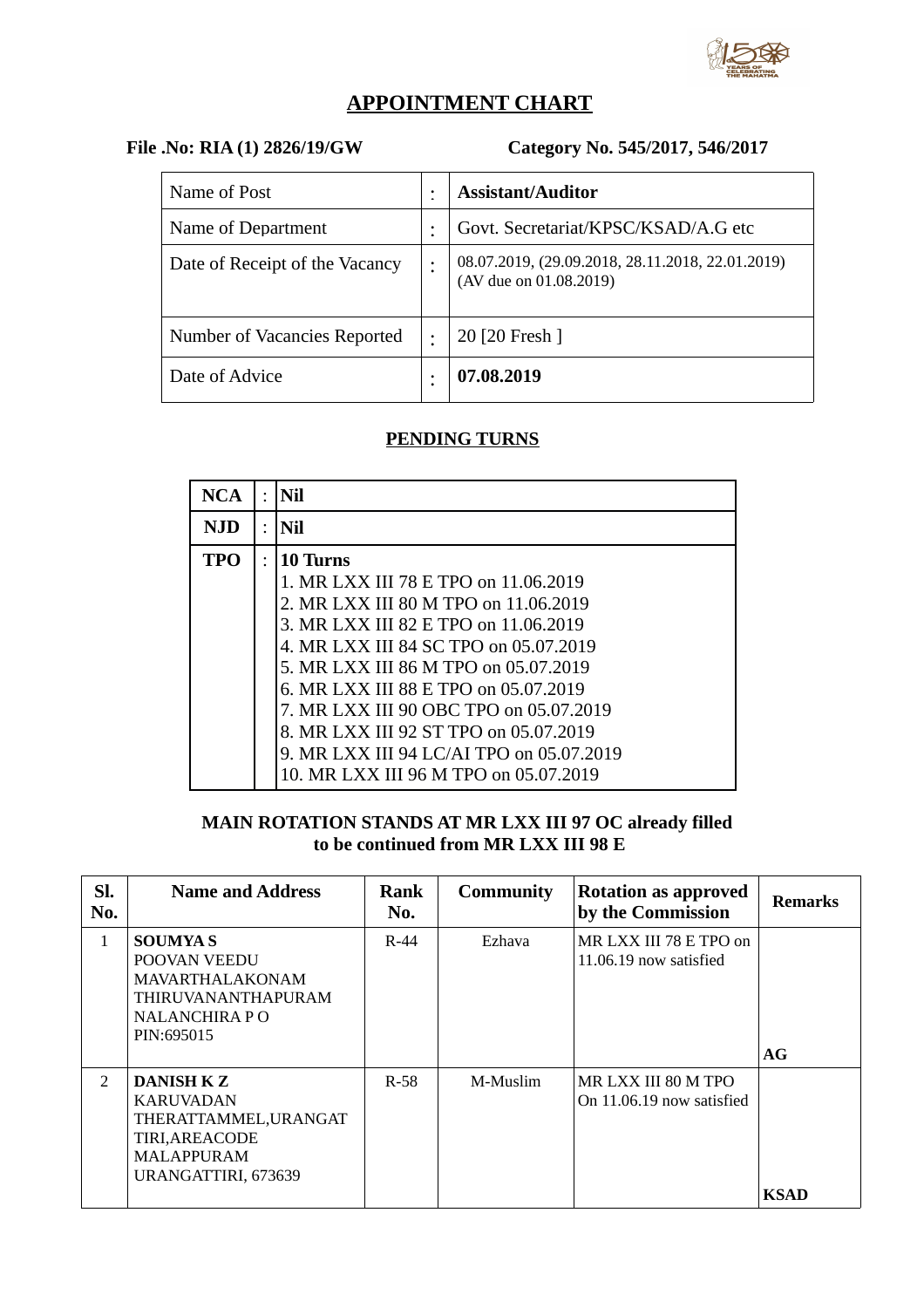# APPOINTMENT CHART

**File .No: RIA (1) 2826/19/GW** **Category No. 545/2017, 546/2017**

| Name of Post | : | **Assistant/Auditor** |
|---|---|---|
| Name of Department | : | Govt. Secretariat/KPSC/KSAD/A.G etc |
| Date of Receipt of the Vacancy | : | 08.07.2019, (29.09.2018, 28.11.2018, 22.01.2019) (AV due on 01.08.2019) |
| Number of Vacancies Reported | : | 20 [20 Fresh ] |
| Date of Advice | : | **07.08.2019** |

## PENDING TURNS

| **NCA** | : | **Nil** |
|---|---|---|
| **NJD** | : | **Nil** |
| **TPO** | : | **10 Turns**<br>1. MR LXX III 78 E TPO on 11.06.2019<br>2. MR LXX III 80 M TPO on 11.06.2019<br>3. MR LXX III 82 E TPO on 11.06.2019<br>4. MR LXX III 84 SC TPO on 05.07.2019<br>5. MR LXX III 86 M TPO on 05.07.2019<br>6. MR LXX III 88 E TPO on 05.07.2019<br>7. MR LXX III 90 OBC TPO on 05.07.2019<br>8. MR LXX III 92 ST TPO on 05.07.2019<br>9. MR LXX III 94 LC/AI TPO on 05.07.2019<br>10. MR LXX III 96 M TPO on 05.07.2019 |

**MAIN ROTATION STANDS AT MR LXX III 97 OC already filled to be continued from MR LXX III 98 E**

| Sl. No. | Name and Address | Rank No. | Community | Rotation as approved by the Commission | Remarks |
|---|---|---|---|---|---|
| 1 | **SOUMYA S**<br>POOVAN VEEDU<br>MAVARTHALAKONAM<br>THIRUVANANTHAPURAM<br>NALANCHIRA P O<br>PIN:695015 | R-44 | Ezhava | MR LXX III 78 E TPO on 11.06.19 now satisfied | **AG** |
| 2 | **DANISH K Z**<br>KARUVADAN<br>THERATTAMMEL,URANGAT<br>TIRI,AREACODE<br>MALAPPURAM<br>URANGATTIRI, 673639 | R-58 | M-Muslim | MR LXX III 80 M TPO On 11.06.19 now satisfied | **KSAD** |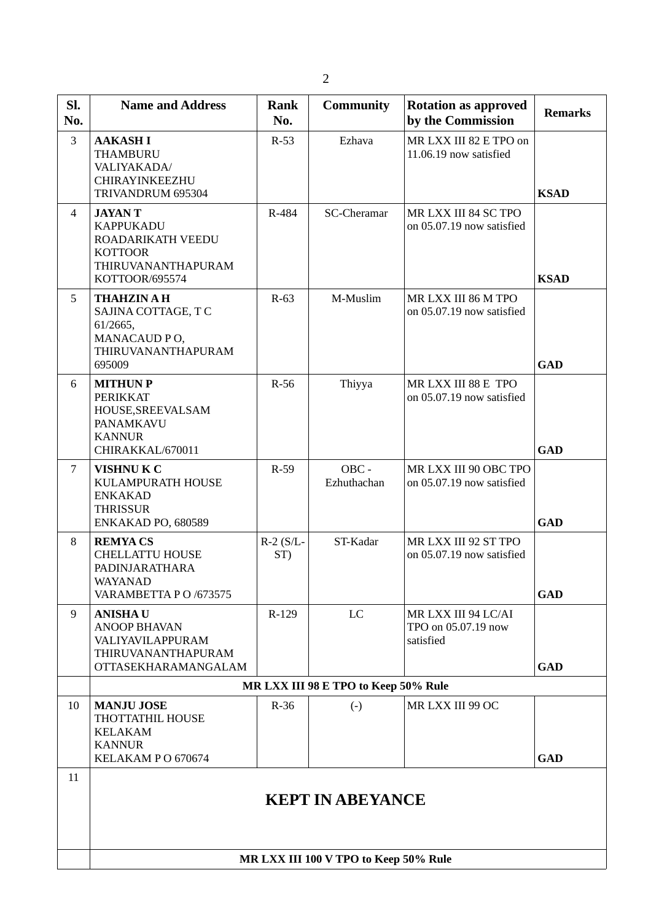| Sl. No. | Name and Address | Rank No. | Community | Rotation as approved by the Commission | Remarks |
|---|---|---|---|---|---|
| 3 | **AAKASH I** THAMBURU VALIYAKADA/ CHIRAYINKEEZHU TRIVANDRUM 695304 | R-53 | Ezhava | MR LXX III 82 E TPO on 11.06.19 now satisfied | **KSAD** |
| 4 | **JAYAN T** KAPPUKADU ROADARIKATH VEEDU KOTTOOR THIRUVANANTHAPURAM KOTTOOR/695574 | R-484 | SC-Cheramar | MR LXX III 84 SC TPO on 05.07.19 now satisfied | **KSAD** |
| 5 | **THAHZIN A H** SAJINA COTTAGE, T C 61/2665, MANACAUD P O, THIRUVANANTHAPURAM 695009 | R-63 | M-Muslim | MR LXX III 86 M TPO on 05.07.19 now satisfied | **GAD** |
| 6 | **MITHUN P** PERIKKAT HOUSE,SREEVALSAM PANAMKAVU KANNUR CHIRAKKAL/670011 | R-56 | Thiyya | MR LXX III 88 E TPO on 05.07.19 now satisfied | **GAD** |
| 7 | **VISHNU K C** KULAMPURATH HOUSE ENKAKAD THRISSUR ENKAKAD PO, 680589 | R-59 | OBC - Ezhuthachan | MR LXX III 90 OBC TPO on 05.07.19 now satisfied | **GAD** |
| 8 | **REMYA CS** CHELLATTU HOUSE PADINJARATHARA WAYANAD VARAMBETTA P O /673575 | R-2 (S/L-ST) | ST-Kadar | MR LXX III 92 ST TPO on 05.07.19 now satisfied | **GAD** |
| 9 | **ANISHA U** ANOOP BHAVAN VALIYAVILAPPURAM THIRUVANANTHAPURAM OTTASEKHARAMANGALAM | R-129 | LC | MR LXX III 94 LC/AI TPO on 05.07.19 now satisfied | **GAD** |
| | **MR LXX III 98 E TPO to Keep 50% Rule** | | | | |
| 10 | **MANJU JOSE** THOTTATHIL HOUSE KELAKAM KANNUR KELAKAM P O 670674 | R-36 | (-) | MR LXX III 99 OC | **GAD** |
| 11 | **KEPT IN ABEYANCE** | | | | |
| | **MR LXX III 100 V TPO to Keep 50% Rule** | | | | |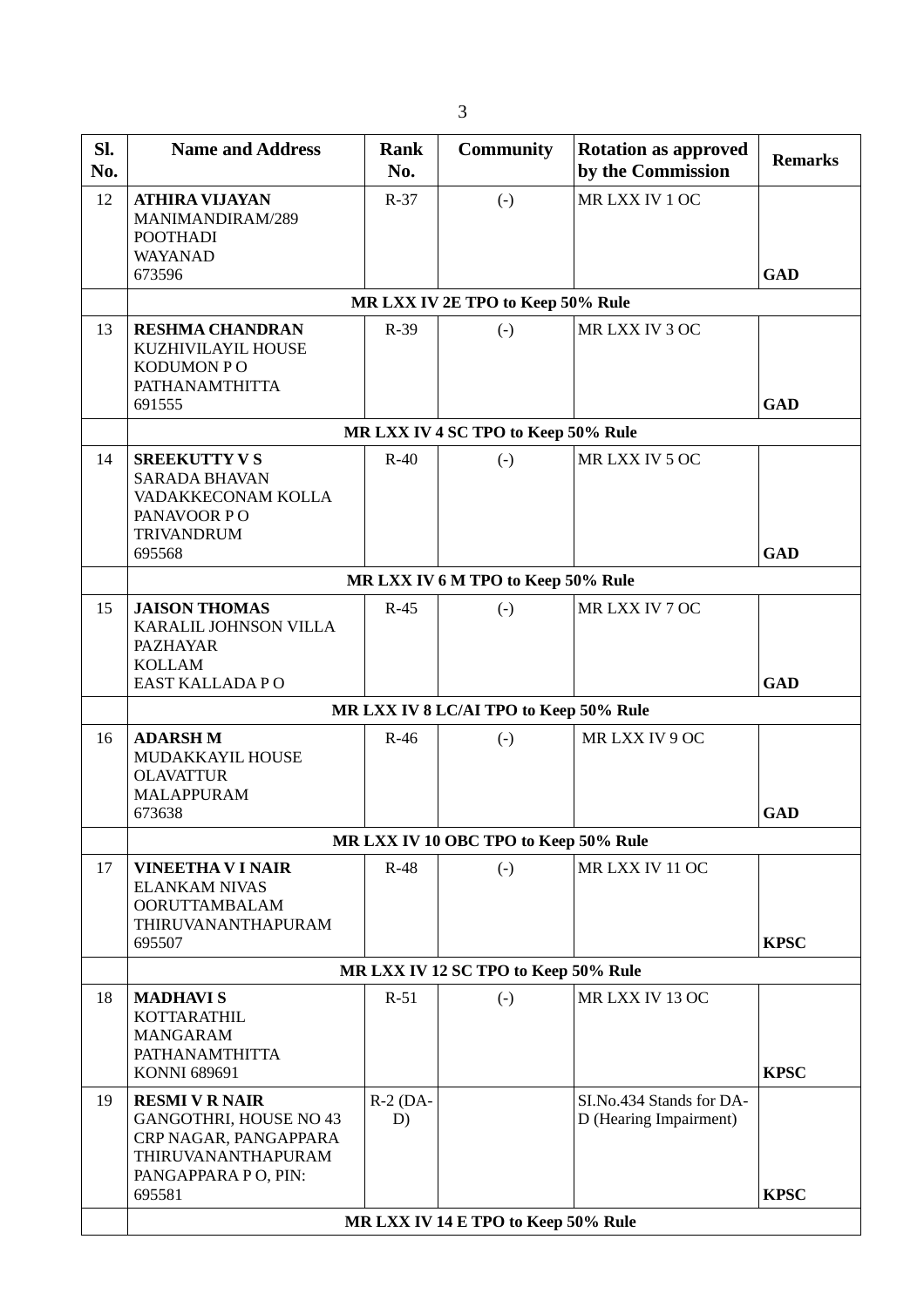| Sl. No. | Name and Address | Rank No. | Community | Rotation as approved by the Commission | Remarks |
|---|---|---|---|---|---|
| 12 | **ATHIRA VIJAYAN** MANIMANDIRAM/289 POOTHADI WAYANAD 673596 | R-37 | (-) | MR LXX IV 1 OC | **GAD** |
| | **MR LXX IV 2E TPO to Keep 50% Rule** | | | | |
| 13 | **RESHMA CHANDRAN** KUZHIVILAYIL HOUSE KODUMON P O PATHANAMTHITTA 691555 | R-39 | (-) | MR LXX IV 3 OC | **GAD** |
| | **MR LXX IV 4 SC TPO to Keep 50% Rule** | | | | |
| 14 | **SREEKUTTY V S** SARADA BHAVAN VADAKKECONAM KOLLA PANAVOOR P O TRIVANDRUM 695568 | R-40 | (-) | MR LXX IV 5 OC | **GAD** |
| | **MR LXX IV 6 M TPO to Keep 50% Rule** | | | | |
| 15 | **JAISON THOMAS** KARALIL JOHNSON VILLA PAZHAYAR KOLLAM EAST KALLADA P O | R-45 | (-) | MR LXX IV 7 OC | **GAD** |
| | **MR LXX IV 8 LC/AI TPO to Keep 50% Rule** | | | | |
| 16 | **ADARSH M** MUDAKKAYIL HOUSE OLAVATTUR MALAPPURAM 673638 | R-46 | (-) | MR LXX IV 9 OC | **GAD** |
| | **MR LXX IV 10 OBC TPO to Keep 50% Rule** | | | | |
| 17 | **VINEETHA V I NAIR** ELANKAM NIVAS OORUTTAMBALAM THIRUVANANTHAPURAM 695507 | R-48 | (-) | MR LXX IV 11 OC | **KPSC** |
| | **MR LXX IV 12 SC TPO to Keep 50% Rule** | | | | |
| 18 | **MADHAVI S** KOTTARATHIL MANGARAM PATHANAMTHITTA KONNI 689691 | R-51 | (-) | MR LXX IV 13 OC | **KPSC** |
| 19 | **RESMI V R NAIR** GANGOTHRI, HOUSE NO 43 CRP NAGAR, PANGAPPARA THIRUVANANTHAPURAM PANGAPPARA P O, PIN: 695581 | R-2 (DA-D) | | SI.No.434 Stands for DA-D (Hearing Impairment) | **KPSC** |
| | **MR LXX IV 14 E TPO to Keep 50% Rule** | | | | |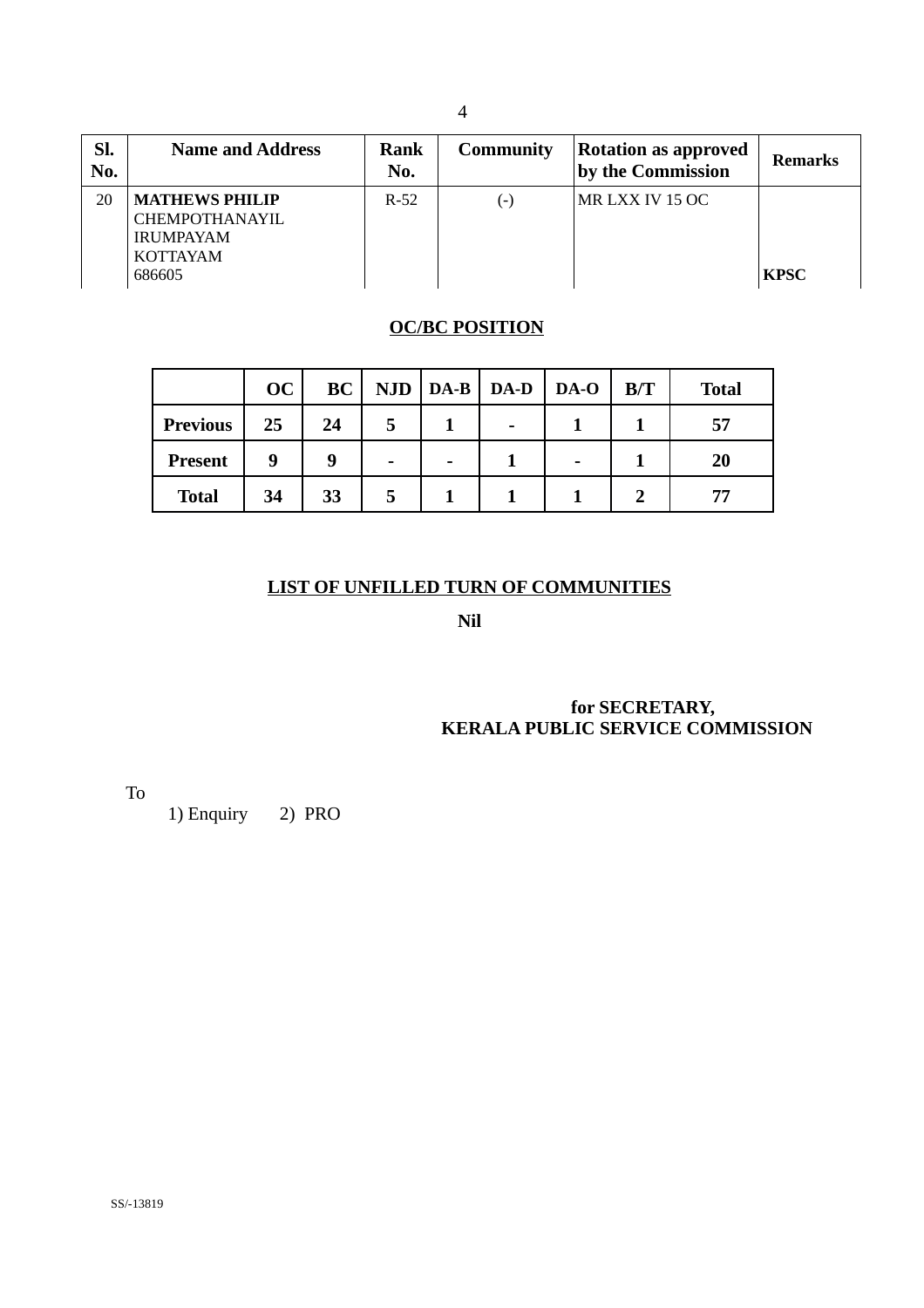| Sl. No. | Name and Address | Rank No. | Community | Rotation as approved by the Commission | Remarks |
|---|---|---|---|---|---|
| 20 | **MATHEWS PHILIP** CHEMPOTHANAYIL IRUMPAYAM KOTTAYAM 686605 | R-52 | (-) | MR LXX IV 15 OC | **KPSC** |

## OC/BC POSITION

| | OC | BC | NJD | DA-B | DA-D | DA-O | B/T | Total |
|---|---|---|---|---|---|---|---|---|
| **Previous** | **25** | **24** | **5** | **1** | **-** | **1** | **1** | **57** |
| **Present** | **9** | **9** | **-** | **-** | **1** | **-** | **1** | **20** |
| **Total** | **34** | **33** | **5** | **1** | **1** | **1** | **2** | **77** |

## LIST OF UNFILLED TURN OF COMMUNITIES

**Nil**

**for SECRETARY,**
**KERALA PUBLIC SERVICE COMMISSION**

To

1) Enquiry 2) PRO

SS/-13819